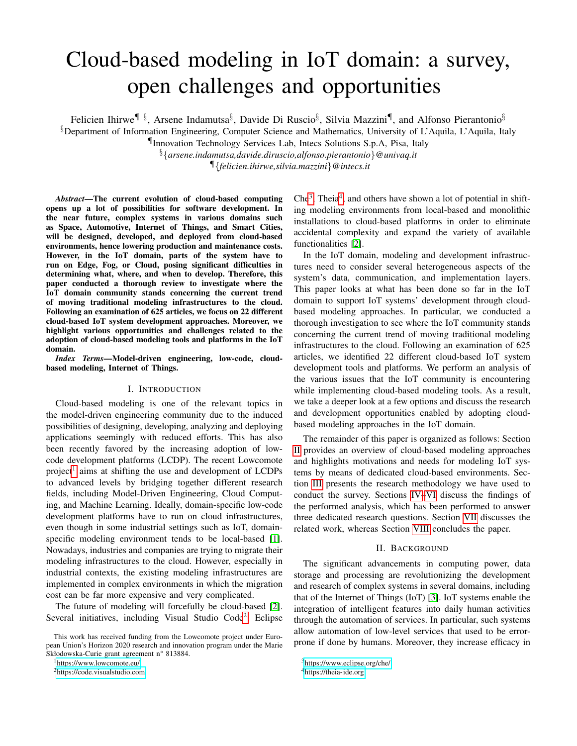# Cloud-based modeling in IoT domain: a survey, open challenges and opportunities

Felicien Ihirwe[¶ §], Arsene Indamutsa[§], Davide Di Ruscio[§], Silvia Mazzini[¶], and Alfonso Pierantonio[§]

[§]Department of Information Engineering, Computer Science and Mathematics, University of L'Aquila, L'Aquila, Italy

[¶]Innovation Technology Services Lab, Intecs Solutions S.p.A, Pisa, Italy

[§]{*arsene.indamutsa,davide.diruscio,alfonso.pierantonio*}*@univaq.it*

[¶]{*felicien.ihirwe,silvia.mazzini*}*@intecs.it*

***Abstract*—The current evolution of cloud-based computing opens up a lot of possibilities for software development. In the near future, complex systems in various domains such as Space, Automotive, Internet of Things, and Smart Cities, will be designed, developed, and deployed from cloud-based environments, hence lowering production and maintenance costs. However, in the IoT domain, parts of the system have to run on Edge, Fog, or Cloud, posing significant difficulties in determining what, where, and when to develop. Therefore, this paper conducted a thorough review to investigate where the IoT domain community stands concerning the current trend of moving traditional modeling infrastructures to the cloud. Following an examination of 625 articles, we focus on 22 different cloud-based IoT system development approaches. Moreover, we highlight various opportunities and challenges related to the adoption of cloud-based modeling tools and platforms in the IoT domain.**

***Index Terms*—Model-driven engineering, low-code, cloud-based modeling, Internet of Things.**

## I. Introduction

Cloud-based modeling is one of the relevant topics in the model-driven engineering community due to the induced possibilities of designing, developing, analyzing and deploying applications seemingly with reduced efforts. This has also been recently favored by the increasing adoption of low-code development platforms (LCDP). The recent Lowcomote project[1] aims at shifting the use and development of LCDPs to advanced levels by bridging together different research fields, including Model-Driven Engineering, Cloud Computing, and Machine Learning. Ideally, domain-specific low-code development platforms have to run on cloud infrastructures, even though in some industrial settings such as IoT, domain-specific modeling environment tends to be local-based [1]. Nowadays, industries and companies are trying to migrate their modeling infrastructures to the cloud. However, especially in industrial contexts, the existing modeling infrastructures are implemented in complex environments in which the migration cost can be far more expensive and very complicated.

The future of modeling will forcefully be cloud-based [2]. Several initiatives, including Visual Studio Code[2], Eclipse Che[3], Theia[4], and others have shown a lot of potential in shifting modeling environments from local-based and monolithic installations to cloud-based platforms in order to eliminate accidental complexity and expand the variety of available functionalities [2].

In the IoT domain, modeling and development infrastructures need to consider several heterogeneous aspects of the system's data, communication, and implementation layers. This paper looks at what has been done so far in the IoT domain to support IoT systems' development through cloud-based modeling approaches. In particular, we conducted a thorough investigation to see where the IoT community stands concerning the current trend of moving traditional modeling infrastructures to the cloud. Following an examination of 625 articles, we identified 22 different cloud-based IoT system development tools and platforms. We perform an analysis of the various issues that the IoT community is encountering while implementing cloud-based modeling tools. As a result, we take a deeper look at a few options and discuss the research and development opportunities enabled by adopting cloud-based modeling approaches in the IoT domain.

The remainder of this paper is organized as follows: Section II provides an overview of cloud-based modeling approaches and highlights motivations and needs for modeling IoT systems by means of dedicated cloud-based environments. Section III presents the research methodology we have used to conduct the survey. Sections IV–VI discuss the findings of the performed analysis, which has been performed to answer three dedicated research questions. Section VII discusses the related work, whereas Section VIII concludes the paper.

## II. Background

The significant advancements in computing power, data storage and processing are revolutionizing the development and research of complex systems in several domains, including that of the Internet of Things (IoT) [3]. IoT systems enable the integration of intelligent features into daily human activities through the automation of services. In particular, such systems allow automation of low-level services that used to be error-prone if done by humans. Moreover, they increase efficacy in

This work has received funding from the Lowcomote project under European Union's Horizon 2020 research and innovation program under the Marie Skłodowska-Curie grant agreement n° 813884.

[1] https://www.lowcomote.eu/

[2] https://code.visualstudio.com

[3] https://www.eclipse.org/che/

[4] https://theia-ide.org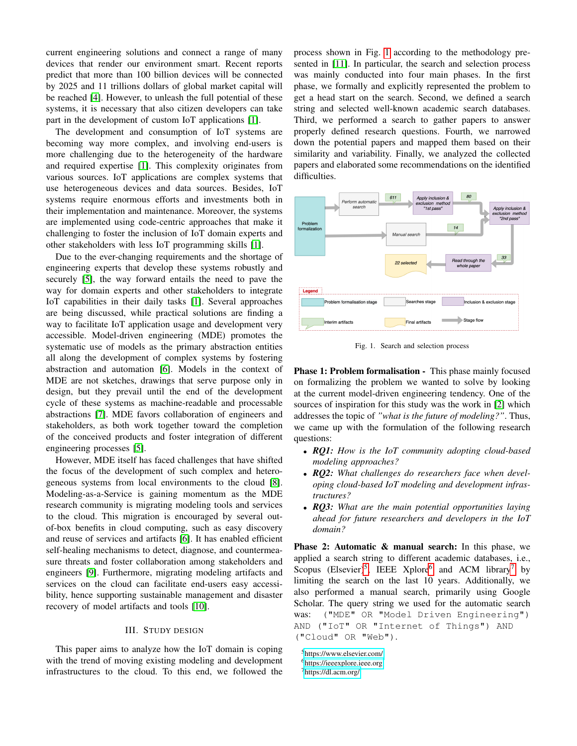current engineering solutions and connect a range of many devices that render our environment smart. Recent reports predict that more than 100 billion devices will be connected by 2025 and 11 trillions dollars of global market capital will be reached [4]. However, to unleash the full potential of these systems, it is necessary that also citizen developers can take part in the development of custom IoT applications [1].

The development and consumption of IoT systems are becoming way more complex, and involving end-users is more challenging due to the heterogeneity of the hardware and required expertise [1]. This complexity originates from various sources. IoT applications are complex systems that use heterogeneous devices and data sources. Besides, IoT systems require enormous efforts and investments both in their implementation and maintenance. Moreover, the systems are implemented using code-centric approaches that make it challenging to foster the inclusion of IoT domain experts and other stakeholders with less IoT programming skills [1].

Due to the ever-changing requirements and the shortage of engineering experts that develop these systems robustly and securely [5], the way forward entails the need to pave the way for domain experts and other stakeholders to integrate IoT capabilities in their daily tasks [1]. Several approaches are being discussed, while practical solutions are finding a way to facilitate IoT application usage and development very accessible. Model-driven engineering (MDE) promotes the systematic use of models as the primary abstraction entities all along the development of complex systems by fostering abstraction and automation [6]. Models in the context of MDE are not sketches, drawings that serve purpose only in design, but they prevail until the end of the development cycle of these systems as machine-readable and processable abstractions [7]. MDE favors collaboration of engineers and stakeholders, as both work together toward the completion of the conceived products and foster integration of different engineering processes [5].

However, MDE itself has faced challenges that have shifted the focus of the development of such complex and heterogeneous systems from local environments to the cloud [8]. Modeling-as-a-Service is gaining momentum as the MDE research community is migrating modeling tools and services to the cloud. This migration is encouraged by several out-of-box benefits in cloud computing, such as easy discovery and reuse of services and artifacts [6]. It has enabled efficient self-healing mechanisms to detect, diagnose, and countermeasure threats and foster collaboration among stakeholders and engineers [9]. Furthermore, migrating modeling artifacts and services on the cloud can facilitate end-users easy accessibility, hence supporting sustainable management and disaster recovery of model artifacts and tools [10].

## III. Study Design

This paper aims to analyze how the IoT domain is coping with the trend of moving existing modeling and development infrastructures to the cloud. To this end, we followed the process shown in Fig. 1 according to the methodology presented in [11]. In particular, the search and selection process was mainly conducted into four main phases. In the first phase, we formally and explicitly represented the problem to get a head start on the search. Second, we defined a search string and selected well-known academic search databases. Third, we performed a search to gather papers to answer properly defined research questions. Fourth, we narrowed down the potential papers and mapped them based on their similarity and variability. Finally, we analyzed the collected papers and elaborated some recommendations on the identified difficulties.

Fig. 1. Search and selection process

**Phase 1: Problem formalisation -** This phase mainly focused on formalizing the problem we wanted to solve by looking at the current model-driven engineering tendency. One of the sources of inspiration for this study was the work in [2] which addresses the topic of *"what is the future of modeling?"*. Thus, we came up with the formulation of the following research questions:

- ***RQ1:*** *How is the IoT community adopting cloud-based modeling approaches?*
- ***RQ2:*** *What challenges do researchers face when developing cloud-based IoT modeling and development infrastructures?*
- ***RQ3:*** *What are the main potential opportunities laying ahead for future researchers and developers in the IoT domain?*

**Phase 2: Automatic & manual search:** In this phase, we applied a search string to different academic databases, i.e., Scopus (Elsevier)[5], IEEE Xplore[6] and ACM library[7] by limiting the search on the last 10 years. Additionally, we also performed a manual search, primarily using Google Scholar. The query string we used for the automatic search was: `("MDE" OR "Model Driven Engineering") AND ("IoT" OR "Internet of Things") AND ("Cloud" OR "Web")`.

[5] https://www.elsevier.com/
[6] https://ieeexplore.ieee.org
[7] https://dl.acm.org/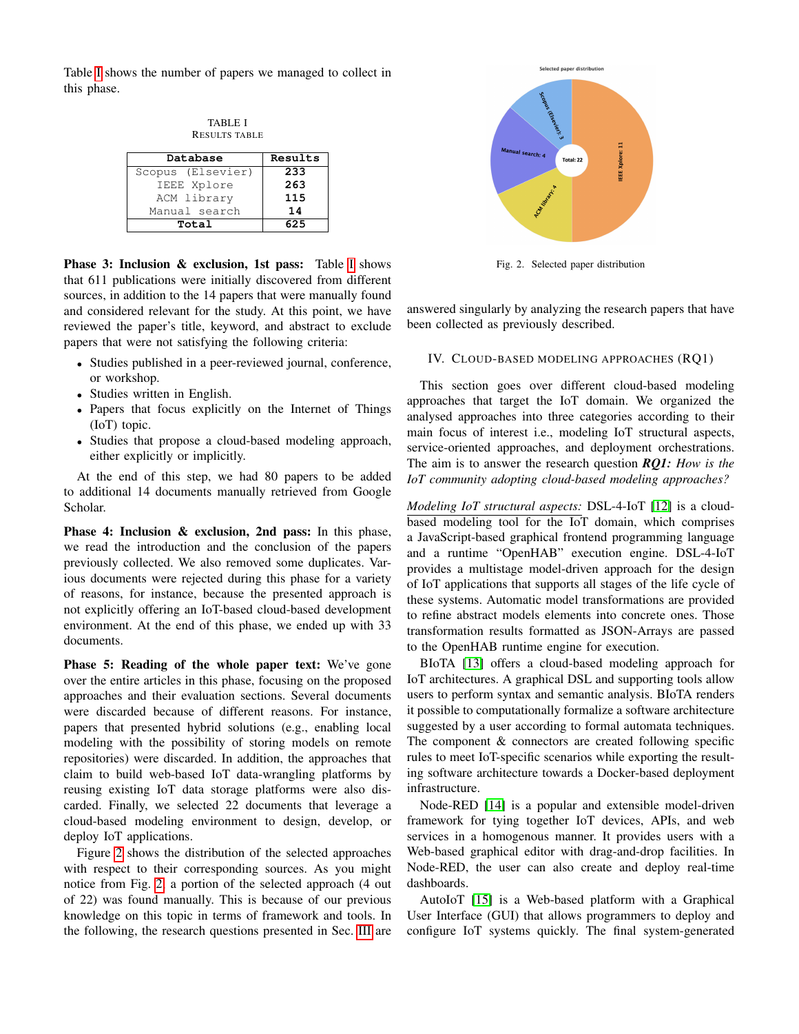Table I shows the number of papers we managed to collect in this phase.

TABLE I
RESULTS TABLE

| Database | Results |
|---|---|
| Scopus (Elsevier) | 233 |
| IEEE Xplore | 263 |
| ACM library | 115 |
| Manual search | 14 |
| **Total** | **625** |

**Phase 3: Inclusion & exclusion, 1st pass:** Table I shows that 611 publications were initially discovered from different sources, in addition to the 14 papers that were manually found and considered relevant for the study. At this point, we have reviewed the paper's title, keyword, and abstract to exclude papers that were not satisfying the following criteria:

- Studies published in a peer-reviewed journal, conference, or workshop.
- Studies written in English.
- Papers that focus explicitly on the Internet of Things (IoT) topic.
- Studies that propose a cloud-based modeling approach, either explicitly or implicitly.

At the end of this step, we had 80 papers to be added to additional 14 documents manually retrieved from Google Scholar.

**Phase 4: Inclusion & exclusion, 2nd pass:** In this phase, we read the introduction and the conclusion of the papers previously collected. We also removed some duplicates. Various documents were rejected during this phase for a variety of reasons, for instance, because the presented approach is not explicitly offering an IoT-based cloud-based development environment. At the end of this phase, we ended up with 33 documents.

**Phase 5: Reading of the whole paper text:** We've gone over the entire articles in this phase, focusing on the proposed approaches and their evaluation sections. Several documents were discarded because of different reasons. For instance, papers that presented hybrid solutions (e.g., enabling local modeling with the possibility of storing models on remote repositories) were discarded. In addition, the approaches that claim to build web-based IoT data-wrangling platforms by reusing existing IoT data storage platforms were also discarded. Finally, we selected 22 documents that leverage a cloud-based modeling environment to design, develop, or deploy IoT applications.

Figure 2 shows the distribution of the selected approaches with respect to their corresponding sources. As you might notice from Fig. 2, a portion of the selected approach (4 out of 22) was found manually. This is because of our previous knowledge on this topic in terms of framework and tools. In the following, the research questions presented in Sec. III are answered singularly by analyzing the research papers that have been collected as previously described.

Fig. 2. Selected paper distribution

## IV. Cloud-based modeling approaches (RQ1)

This section goes over different cloud-based modeling approaches that target the IoT domain. We organized the analysed approaches into three categories according to their main focus of interest i.e., modeling IoT structural aspects, service-oriented approaches, and deployment orchestrations. The aim is to answer the research question ***RQ1:*** *How is the IoT community adopting cloud-based modeling approaches?*

*Modeling IoT structural aspects:* DSL-4-IoT [12] is a cloud-based modeling tool for the IoT domain, which comprises a JavaScript-based graphical frontend programming language and a runtime "OpenHAB" execution engine. DSL-4-IoT provides a multistage model-driven approach for the design of IoT applications that supports all stages of the life cycle of these systems. Automatic model transformations are provided to refine abstract models elements into concrete ones. Those transformation results formatted as JSON-Arrays are passed to the OpenHAB runtime engine for execution.

BIoTA [13] offers a cloud-based modeling approach for IoT architectures. A graphical DSL and supporting tools allow users to perform syntax and semantic analysis. BIoTA renders it possible to computationally formalize a software architecture suggested by a user according to formal automata techniques. The component & connectors are created following specific rules to meet IoT-specific scenarios while exporting the resulting software architecture towards a Docker-based deployment infrastructure.

Node-RED [14] is a popular and extensible model-driven framework for tying together IoT devices, APIs, and web services in a homogenous manner. It provides users with a Web-based graphical editor with drag-and-drop facilities. In Node-RED, the user can also create and deploy real-time dashboards.

AutoIoT [15] is a Web-based platform with a Graphical User Interface (GUI) that allows programmers to deploy and configure IoT systems quickly. The final system-generated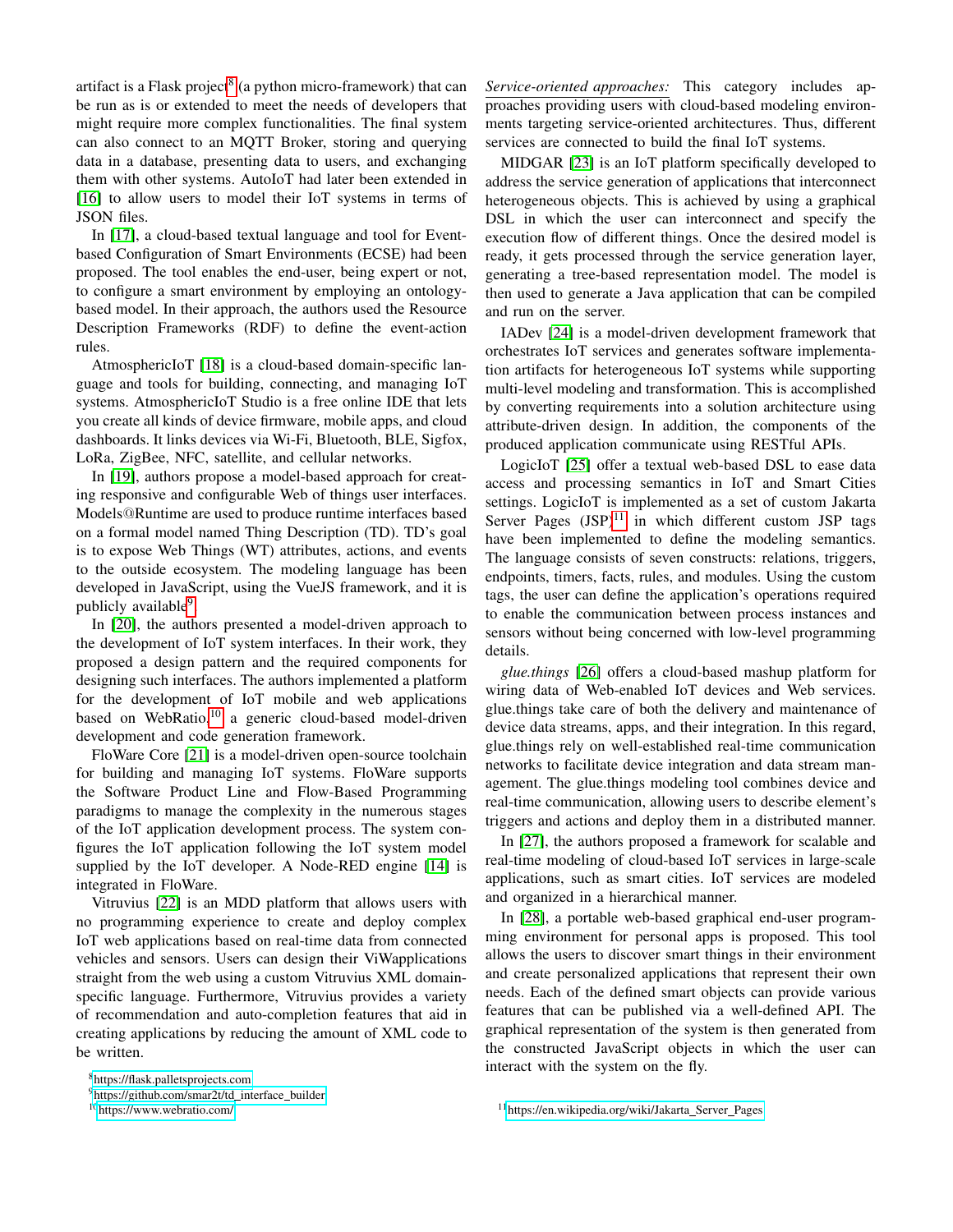artifact is a Flask project[8] (a python micro-framework) that can be run as is or extended to meet the needs of developers that might require more complex functionalities. The final system can also connect to an MQTT Broker, storing and querying data in a database, presenting data to users, and exchanging them with other systems. AutoIoT had later been extended in [16] to allow users to model their IoT systems in terms of JSON files.

In [17], a cloud-based textual language and tool for Event-based Configuration of Smart Environments (ECSE) had been proposed. The tool enables the end-user, being expert or not, to configure a smart environment by employing an ontology-based model. In their approach, the authors used the Resource Description Frameworks (RDF) to define the event-action rules.

AtmosphericIoT [18] is a cloud-based domain-specific language and tools for building, connecting, and managing IoT systems. AtmosphericIoT Studio is a free online IDE that lets you create all kinds of device firmware, mobile apps, and cloud dashboards. It links devices via Wi-Fi, Bluetooth, BLE, Sigfox, LoRa, ZigBee, NFC, satellite, and cellular networks.

In [19], authors propose a model-based approach for creating responsive and configurable Web of things user interfaces. Models@Runtime are used to produce runtime interfaces based on a formal model named Thing Description (TD). TD's goal is to expose Web Things (WT) attributes, actions, and events to the outside ecosystem. The modeling language has been developed in JavaScript, using the VueJS framework, and it is publicly available[9].

In [20], the authors presented a model-driven approach to the development of IoT system interfaces. In their work, they proposed a design pattern and the required components for designing such interfaces. The authors implemented a platform for the development of IoT mobile and web applications based on WebRatio,[10] a generic cloud-based model-driven development and code generation framework.

FloWare Core [21] is a model-driven open-source toolchain for building and managing IoT systems. FloWare supports the Software Product Line and Flow-Based Programming paradigms to manage the complexity in the numerous stages of the IoT application development process. The system configures the IoT application following the IoT system model supplied by the IoT developer. A Node-RED engine [14] is integrated in FloWare.

Vitruvius [22] is an MDD platform that allows users with no programming experience to create and deploy complex IoT web applications based on real-time data from connected vehicles and sensors. Users can design their ViWapplications straight from the web using a custom Vitruvius XML domain-specific language. Furthermore, Vitruvius provides a variety of recommendation and auto-completion features that aid in creating applications by reducing the amount of XML code to be written.

[8] https://flask.palletsprojects.com

[9] https://github.com/smar2t/td_interface_builder

[10] https://www.webratio.com/

*Service-oriented approaches:* This category includes approaches providing users with cloud-based modeling environments targeting service-oriented architectures. Thus, different services are connected to build the final IoT systems.

MIDGAR [23] is an IoT platform specifically developed to address the service generation of applications that interconnect heterogeneous objects. This is achieved by using a graphical DSL in which the user can interconnect and specify the execution flow of different things. Once the desired model is ready, it gets processed through the service generation layer, generating a tree-based representation model. The model is then used to generate a Java application that can be compiled and run on the server.

IADev [24] is a model-driven development framework that orchestrates IoT services and generates software implementation artifacts for heterogeneous IoT systems while supporting multi-level modeling and transformation. This is accomplished by converting requirements into a solution architecture using attribute-driven design. In addition, the components of the produced application communicate using RESTful APIs.

LogicIoT [25] offer a textual web-based DSL to ease data access and processing semantics in IoT and Smart Cities settings. LogicIoT is implemented as a set of custom Jakarta Server Pages (JSP)[11] in which different custom JSP tags have been implemented to define the modeling semantics. The language consists of seven constructs: relations, triggers, endpoints, timers, facts, rules, and modules. Using the custom tags, the user can define the application's operations required to enable the communication between process instances and sensors without being concerned with low-level programming details.

*glue.things* [26] offers a cloud-based mashup platform for wiring data of Web-enabled IoT devices and Web services. glue.things take care of both the delivery and maintenance of device data streams, apps, and their integration. In this regard, glue.things rely on well-established real-time communication networks to facilitate device integration and data stream management. The glue.things modeling tool combines device and real-time communication, allowing users to describe element's triggers and actions and deploy them in a distributed manner.

In [27], the authors proposed a framework for scalable and real-time modeling of cloud-based IoT services in large-scale applications, such as smart cities. IoT services are modeled and organized in a hierarchical manner.

In [28], a portable web-based graphical end-user programming environment for personal apps is proposed. This tool allows the users to discover smart things in their environment and create personalized applications that represent their own needs. Each of the defined smart objects can provide various features that can be published via a well-defined API. The graphical representation of the system is then generated from the constructed JavaScript objects in which the user can interact with the system on the fly.

[11] https://en.wikipedia.org/wiki/Jakarta_Server_Pages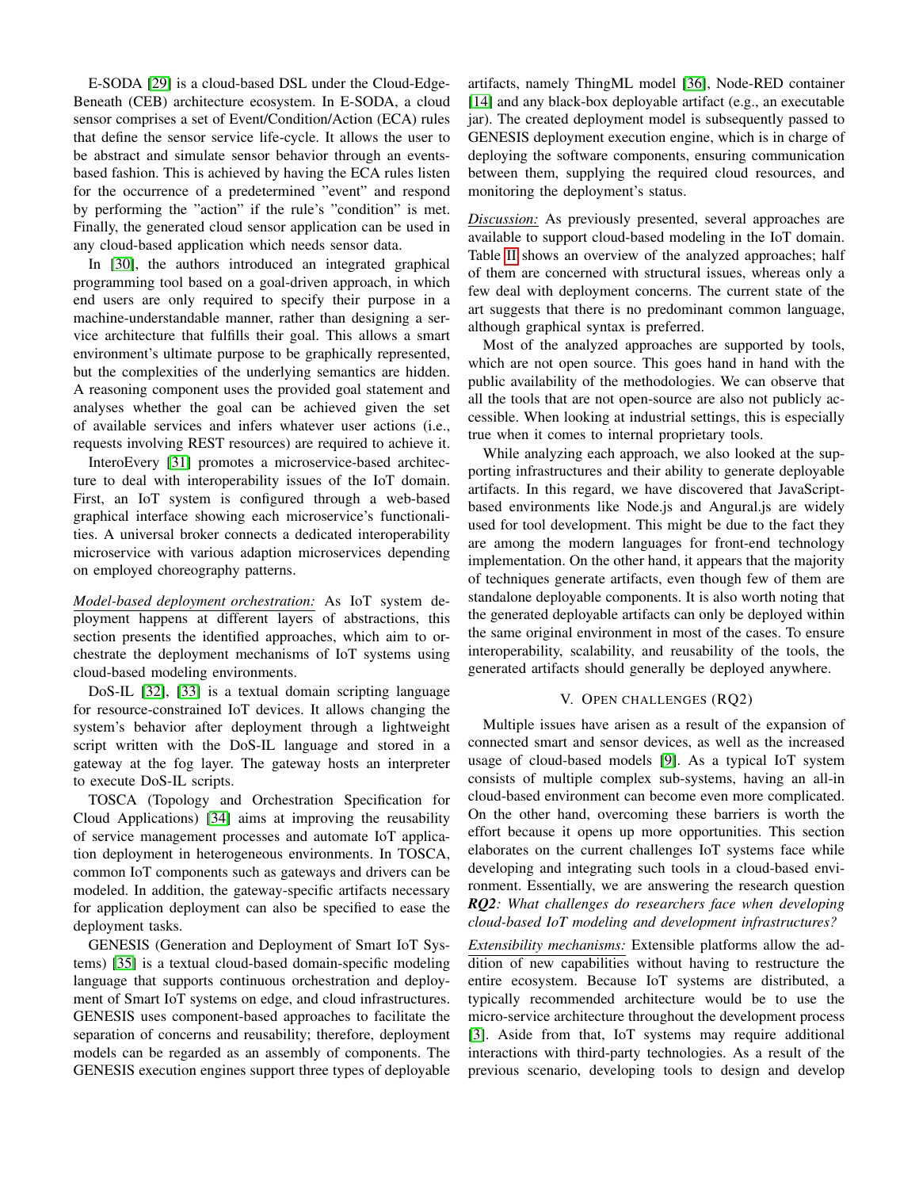E-SODA [29] is a cloud-based DSL under the Cloud-Edge-Beneath (CEB) architecture ecosystem. In E-SODA, a cloud sensor comprises a set of Event/Condition/Action (ECA) rules that define the sensor service life-cycle. It allows the user to be abstract and simulate sensor behavior through an events-based fashion. This is achieved by having the ECA rules listen for the occurrence of a predetermined "event" and respond by performing the "action" if the rule's "condition" is met. Finally, the generated cloud sensor application can be used in any cloud-based application which needs sensor data.

In [30], the authors introduced an integrated graphical programming tool based on a goal-driven approach, in which end users are only required to specify their purpose in a machine-understandable manner, rather than designing a service architecture that fulfills their goal. This allows a smart environment's ultimate purpose to be graphically represented, but the complexities of the underlying semantics are hidden. A reasoning component uses the provided goal statement and analyses whether the goal can be achieved given the set of available services and infers whatever user actions (i.e., requests involving REST resources) are required to achieve it.

InteroEvery [31] promotes a microservice-based architecture to deal with interoperability issues of the IoT domain. First, an IoT system is configured through a web-based graphical interface showing each microservice's functionalities. A universal broker connects a dedicated interoperability microservice with various adaption microservices depending on employed choreography patterns.

*Model-based deployment orchestration:* As IoT system deployment happens at different layers of abstractions, this section presents the identified approaches, which aim to orchestrate the deployment mechanisms of IoT systems using cloud-based modeling environments.

DoS-IL [32], [33] is a textual domain scripting language for resource-constrained IoT devices. It allows changing the system's behavior after deployment through a lightweight script written with the DoS-IL language and stored in a gateway at the fog layer. The gateway hosts an interpreter to execute DoS-IL scripts.

TOSCA (Topology and Orchestration Specification for Cloud Applications) [34] aims at improving the reusability of service management processes and automate IoT application deployment in heterogeneous environments. In TOSCA, common IoT components such as gateways and drivers can be modeled. In addition, the gateway-specific artifacts necessary for application deployment can also be specified to ease the deployment tasks.

GENESIS (Generation and Deployment of Smart IoT Systems) [35] is a textual cloud-based domain-specific modeling language that supports continuous orchestration and deployment of Smart IoT systems on edge, and cloud infrastructures. GENESIS uses component-based approaches to facilitate the separation of concerns and reusability; therefore, deployment models can be regarded as an assembly of components. The GENESIS execution engines support three types of deployable artifacts, namely ThingML model [36], Node-RED container [14] and any black-box deployable artifact (e.g., an executable jar). The created deployment model is subsequently passed to GENESIS deployment execution engine, which is in charge of deploying the software components, ensuring communication between them, supplying the required cloud resources, and monitoring the deployment's status.

*Discussion:* As previously presented, several approaches are available to support cloud-based modeling in the IoT domain. Table II shows an overview of the analyzed approaches; half of them are concerned with structural issues, whereas only a few deal with deployment concerns. The current state of the art suggests that there is no predominant common language, although graphical syntax is preferred.

Most of the analyzed approaches are supported by tools, which are not open source. This goes hand in hand with the public availability of the methodologies. We can observe that all the tools that are not open-source are also not publicly accessible. When looking at industrial settings, this is especially true when it comes to internal proprietary tools.

While analyzing each approach, we also looked at the supporting infrastructures and their ability to generate deployable artifacts. In this regard, we have discovered that JavaScript-based environments like Node.js and Angural.js are widely used for tool development. This might be due to the fact they are among the modern languages for front-end technology implementation. On the other hand, it appears that the majority of techniques generate artifacts, even though few of them are standalone deployable components. It is also worth noting that the generated deployable artifacts can only be deployed within the same original environment in most of the cases. To ensure interoperability, scalability, and reusability of the tools, the generated artifacts should generally be deployed anywhere.

## V. Open Challenges (RQ2)

Multiple issues have arisen as a result of the expansion of connected smart and sensor devices, as well as the increased usage of cloud-based models [9]. As a typical IoT system consists of multiple complex sub-systems, having an all-in cloud-based environment can become even more complicated. On the other hand, overcoming these barriers is worth the effort because it opens up more opportunities. This section elaborates on the current challenges IoT systems face while developing and integrating such tools in a cloud-based environment. Essentially, we are answering the research question ***RQ2****: What challenges do researchers face when developing cloud-based IoT modeling and development infrastructures?*

*Extensibility mechanisms:* Extensible platforms allow the addition of new capabilities without having to restructure the entire ecosystem. Because IoT systems are distributed, a typically recommended architecture would be to use the micro-service architecture throughout the development process [3]. Aside from that, IoT systems may require additional interactions with third-party technologies. As a result of the previous scenario, developing tools to design and develop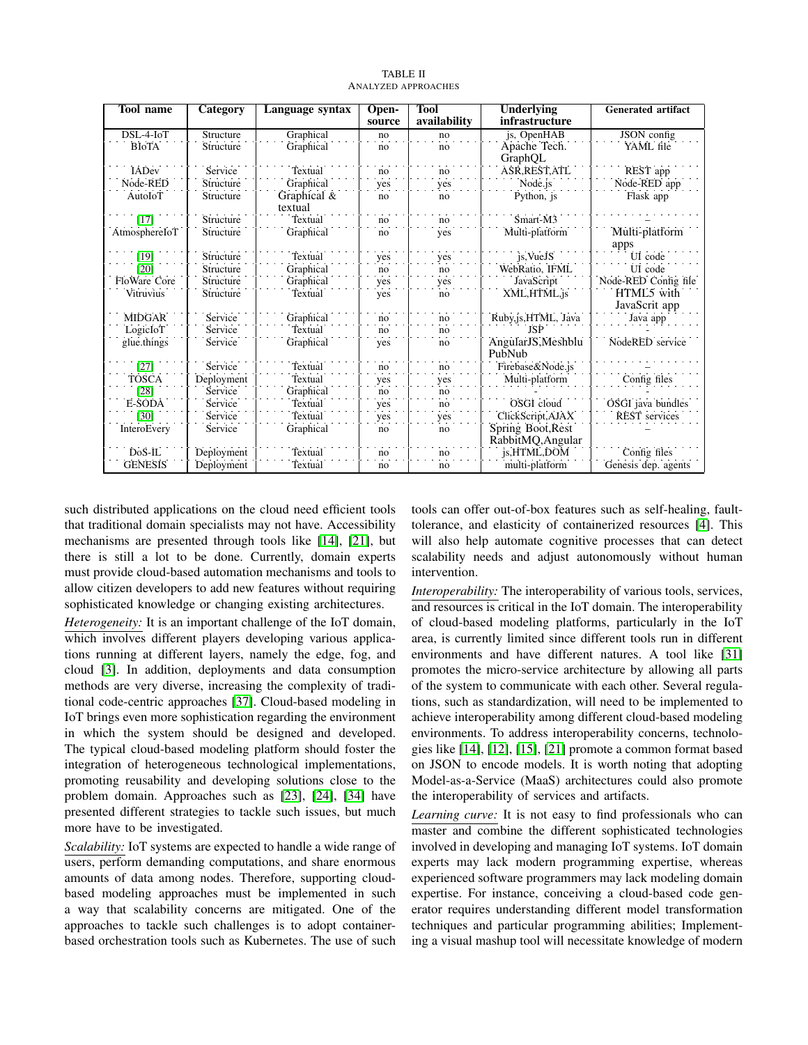TABLE II
ANALYZED APPROACHES

| Tool name | Category | Language syntax | Open-source | Tool availability | Underlying infrastructure | Generated artifact |
|---|---|---|---|---|---|---|
| DSL-4-IoT | Structure | Graphical | no | no | js, OpenHAB | JSON config |
| BIoTA | Structure | Graphical | no | no | Apache Tech. GraphQL | YAML file |
| IADev | Service | Textual | no | no | ASR,REST,ATL | REST app |
| Node-RED | Structure | Graphical | yes | yes | Node.js | Node-RED app |
| AutoIoT | Structure | Graphical & textual | no | no | Python, js | Flask app |
| [17] | Structure | Textual | no | no | Smart-M3 | – |
| AtmosphereIoT | Structure | Graphical | no | yes | Multi-platform | Multi-platform apps |
| [19] | Structure | Textual | yes | yes | js,VueJS | UI code |
| [20] | Structure | Graphical | no | no | WebRatio, IFML | UI code |
| FloWare Core | Structure | Graphical | yes | yes | JavaScript | Node-RED Config file |
| Vitruvius | Structure | Textual | yes | no | XML,HTML,js | HTML5 with JavaScrit app |
| MIDGAR | Service | Graphical | no | no | Ruby,js,HTML, Java | Java app |
| LogicIoT | Service | Textual | no | no | JSP | - |
| glue.things | Service | Graphical | yes | no | AngularJS,Meshblu PubNub | NodeRED service |
| [27] | Service | Textual | no | no | Firebase&Node.js | – |
| TOSCA | Deployment | Textual | yes | yes | Multi-platform | Config files |
| [28] | Service | Graphical | no | no | - | - |
| E-SODA | Service | Textual | yes | no | OSGI cloud | OSGI java bundles |
| [30] | Service | Textual | yes | yes | ClickScript,AJAX | REST services |
| InteroEvery | Service | Graphical | no | no | Spring Boot,Rest RabbitMQ,Angular | – |
| DoS-IL | Deployment | Textual | no | no | js,HTML,DOM | Config files |
| GENESIS | Deployment | Textual | no | no | multi-platform | Genesis dep. agents |

such distributed applications on the cloud need efficient tools that traditional domain specialists may not have. Accessibility mechanisms are presented through tools like [14], [21], but there is still a lot to be done. Currently, domain experts must provide cloud-based automation mechanisms and tools to allow citizen developers to add new features without requiring sophisticated knowledge or changing existing architectures.

*Heterogeneity:* It is an important challenge of the IoT domain, which involves different players developing various applications running at different layers, namely the edge, fog, and cloud [3]. In addition, deployments and data consumption methods are very diverse, increasing the complexity of traditional code-centric approaches [37]. Cloud-based modeling in IoT brings even more sophistication regarding the environment in which the system should be designed and developed. The typical cloud-based modeling platform should foster the integration of heterogeneous technological implementations, promoting reusability and developing solutions close to the problem domain. Approaches such as [23], [24], [34] have presented different strategies to tackle such issues, but much more have to be investigated.

*Scalability:* IoT systems are expected to handle a wide range of users, perform demanding computations, and share enormous amounts of data among nodes. Therefore, supporting cloud-based modeling approaches must be implemented in such a way that scalability concerns are mitigated. One of the approaches to tackle such challenges is to adopt container-based orchestration tools such as Kubernetes. The use of such tools can offer out-of-box features such as self-healing, fault-tolerance, and elasticity of containerized resources [4]. This will also help automate cognitive processes that can detect scalability needs and adjust autonomously without human intervention.

*Interoperability:* The interoperability of various tools, services, and resources is critical in the IoT domain. The interoperability of cloud-based modeling platforms, particularly in the IoT area, is currently limited since different tools run in different environments and have different natures. A tool like [31] promotes the micro-service architecture by allowing all parts of the system to communicate with each other. Several regulations, such as standardization, will need to be implemented to achieve interoperability among different cloud-based modeling environments. To address interoperability concerns, technologies like [14], [12], [15], [21] promote a common format based on JSON to encode models. It is worth noting that adopting Model-as-a-Service (MaaS) architectures could also promote the interoperability of services and artifacts.

*Learning curve:* It is not easy to find professionals who can master and combine the different sophisticated technologies involved in developing and managing IoT systems. IoT domain experts may lack modern programming expertise, whereas experienced software programmers may lack modeling domain expertise. For instance, conceiving a cloud-based code generator requires understanding different model transformation techniques and particular programming abilities; Implementing a visual mashup tool will necessitate knowledge of modern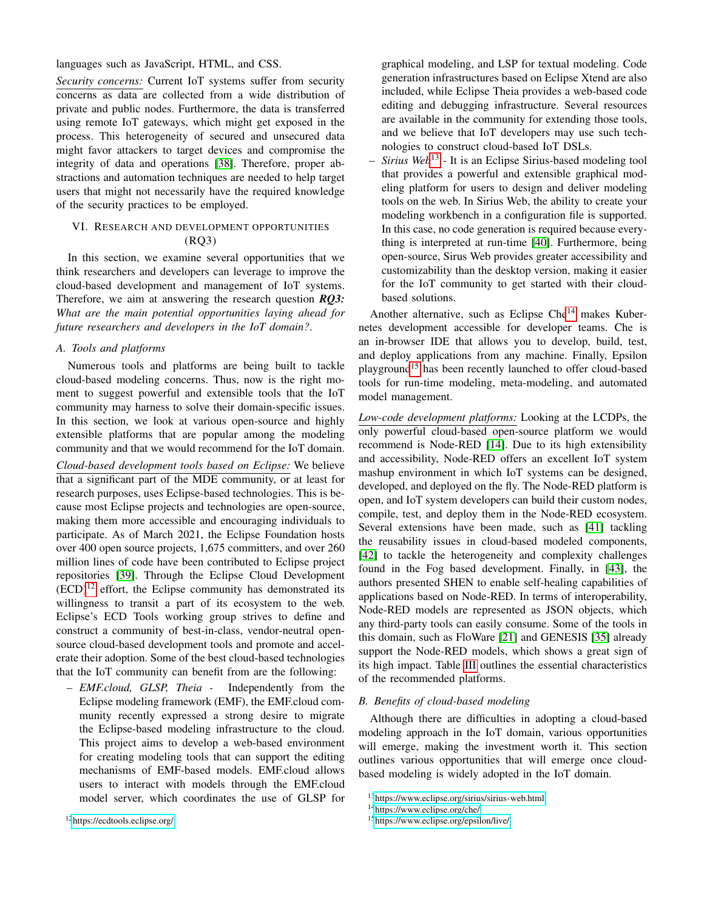languages such as JavaScript, HTML, and CSS.

Security concerns: Current IoT systems suffer from security concerns as data are collected from a wide distribution of private and public nodes. Furthermore, the data is transferred using remote IoT gateways, which might get exposed in the process. This heterogeneity of secured and unsecured data might favor attackers to target devices and compromise the integrity of data and operations [38]. Therefore, proper abstractions and automation techniques are needed to help target users that might not necessarily have the required knowledge of the security practices to be employed.

## VI. Research and development opportunities (RQ3)

In this section, we examine several opportunities that we think researchers and developers can leverage to improve the cloud-based development and management of IoT systems. Therefore, we aim at answering the research question ***RQ3:*** *What are the main potential opportunities laying ahead for future researchers and developers in the IoT domain?*.

### A. Tools and platforms

Numerous tools and platforms are being built to tackle cloud-based modeling concerns. Thus, now is the right moment to suggest powerful and extensible tools that the IoT community may harness to solve their domain-specific issues. In this section, we look at various open-source and highly extensible platforms that are popular among the modeling community and that we would recommend for the IoT domain.

Cloud-based development tools based on Eclipse: We believe that a significant part of the MDE community, or at least for research purposes, uses Eclipse-based technologies. This is because most Eclipse projects and technologies are open-source, making them more accessible and encouraging individuals to participate. As of March 2021, the Eclipse Foundation hosts over 400 open source projects, 1,675 committers, and over 260 million lines of code have been contributed to Eclipse project repositories [39]. Through the Eclipse Cloud Development (ECD)[12] effort, the Eclipse community has demonstrated its willingness to transit a part of its ecosystem to the web. Eclipse's ECD Tools working group strives to define and construct a community of best-in-class, vendor-neutral open-source cloud-based development tools and promote and accelerate their adoption. Some of the best cloud-based technologies that the IoT community can benefit from are the following:

- *EMF.cloud, GLSP, Theia* - Independently from the Eclipse modeling framework (EMF), the EMF.cloud community recently expressed a strong desire to migrate the Eclipse-based modeling infrastructure to the cloud. This project aims to develop a web-based environment for creating modeling tools that can support the editing mechanisms of EMF-based models. EMF.cloud allows users to interact with models through the EMF.cloud model server, which coordinates the use of GLSP for graphical modeling, and LSP for textual modeling. Code generation infrastructures based on Eclipse Xtend are also included, while Eclipse Theia provides a web-based code editing and debugging infrastructure. Several resources are available in the community for extending those tools, and we believe that IoT developers may use such technologies to construct cloud-based IoT DSLs.
- *Sirius Web*[13] - It is an Eclipse Sirius-based modeling tool that provides a powerful and extensible graphical modeling platform for users to design and deliver modeling tools on the web. In Sirius Web, the ability to create your modeling workbench in a configuration file is supported. In this case, no code generation is required because everything is interpreted at run-time [40]. Furthermore, being open-source, Sirus Web provides greater accessibility and customizability than the desktop version, making it easier for the IoT community to get started with their cloud-based solutions.

Another alternative, such as Eclipse Che[14] makes Kubernetes development accessible for developer teams. Che is an in-browser IDE that allows you to develop, build, test, and deploy applications from any machine. Finally, Epsilon playground[15] has been recently launched to offer cloud-based tools for run-time modeling, meta-modeling, and automated model management.

Low-code development platforms: Looking at the LCDPs, the only powerful cloud-based open-source platform we would recommend is Node-RED [14]. Due to its high extensibility and accessibility, Node-RED offers an excellent IoT system mashup environment in which IoT systems can be designed, developed, and deployed on the fly. The Node-RED platform is open, and IoT system developers can build their custom nodes, compile, test, and deploy them in the Node-RED ecosystem. Several extensions have been made, such as [41] tackling the reusability issues in cloud-based modeled components, [42] to tackle the heterogeneity and complexity challenges found in the Fog based development. Finally, in [43], the authors presented SHEN to enable self-healing capabilities of applications based on Node-RED. In terms of interoperability, Node-RED models are represented as JSON objects, which any third-party tools can easily consume. Some of the tools in this domain, such as FloWare [21] and GENESIS [35] already support the Node-RED models, which shows a great sign of its high impact. Table III outlines the essential characteristics of the recommended platforms.

### B. Benefits of cloud-based modeling

Although there are difficulties in adopting a cloud-based modeling approach in the IoT domain, various opportunities will emerge, making the investment worth it. This section outlines various opportunities that will emerge once cloud-based modeling is widely adopted in the IoT domain.

[12] https://ecdtools.eclipse.org/

[13] https://www.eclipse.org/sirius/sirius-web.html

[14] https://www.eclipse.org/che/

[15] https://www.eclipse.org/epsilon/live/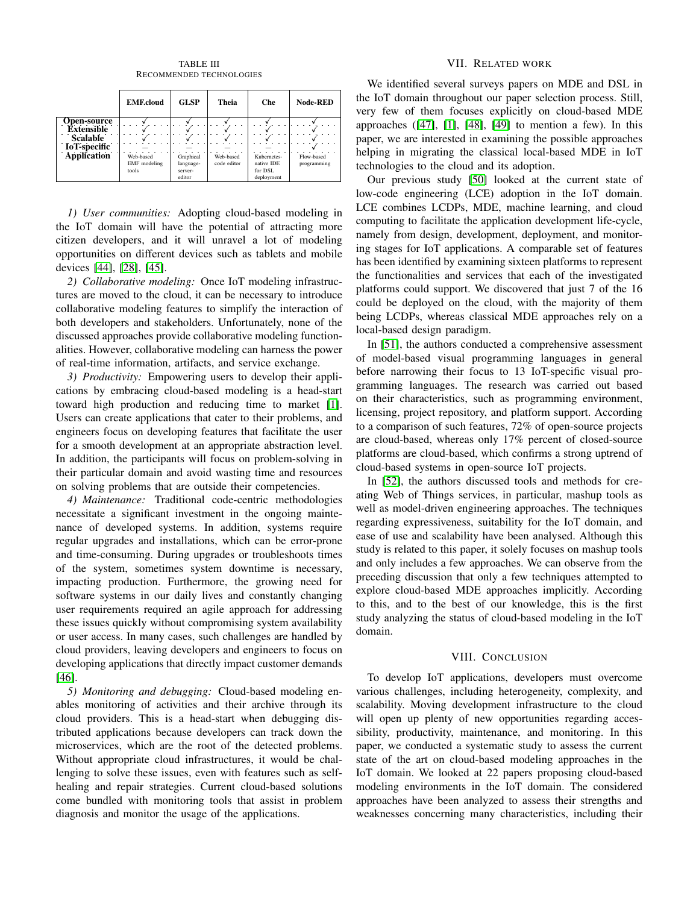TABLE III
RECOMMENDED TECHNOLOGIES

| | EMF.cloud | GLSP | Theia | Che | Node-RED |
|---|---|---|---|---|---|
| Open-source | ✓ | ✓ | ✓ | ✓ | ✓ |
| Extensible | ✓ | ✓ | ✓ | ✓ | ✓ |
| Scalable | ✓ | ✓ | ✓ | ✓ | ✓ |
| IoT-specific | — | — | — | — | ✓ |
| Application | Web-based EMF modeling tools | Graphical language-server-editor | Web-based code editor | Kubernetes-native IDE for DSL deployment | Flow-based programming |

*1) User communities:* Adopting cloud-based modeling in the IoT domain will have the potential of attracting more citizen developers, and it will unravel a lot of modeling opportunities on different devices such as tablets and mobile devices [44], [28], [45].

*2) Collaborative modeling:* Once IoT modeling infrastructures are moved to the cloud, it can be necessary to introduce collaborative modeling features to simplify the interaction of both developers and stakeholders. Unfortunately, none of the discussed approaches provide collaborative modeling functionalities. However, collaborative modeling can harness the power of real-time information, artifacts, and service exchange.

*3) Productivity:* Empowering users to develop their applications by embracing cloud-based modeling is a head-start toward high production and reducing time to market [1]. Users can create applications that cater to their problems, and engineers focus on developing features that facilitate the user for a smooth development at an appropriate abstraction level. In addition, the participants will focus on problem-solving in their particular domain and avoid wasting time and resources on solving problems that are outside their competencies.

*4) Maintenance:* Traditional code-centric methodologies necessitate a significant investment in the ongoing maintenance of developed systems. In addition, systems require regular upgrades and installations, which can be error-prone and time-consuming. During upgrades or troubleshoots times of the system, sometimes system downtime is necessary, impacting production. Furthermore, the growing need for software systems in our daily lives and constantly changing user requirements required an agile approach for addressing these issues quickly without compromising system availability or user access. In many cases, such challenges are handled by cloud providers, leaving developers and engineers to focus on developing applications that directly impact customer demands [46].

*5) Monitoring and debugging:* Cloud-based modeling enables monitoring of activities and their archive through its cloud providers. This is a head-start when debugging distributed applications because developers can track down the microservices, which are the root of the detected problems. Without appropriate cloud infrastructures, it would be challenging to solve these issues, even with features such as self-healing and repair strategies. Current cloud-based solutions come bundled with monitoring tools that assist in problem diagnosis and monitor the usage of the applications.

## VII. RELATED WORK

We identified several surveys papers on MDE and DSL in the IoT domain throughout our paper selection process. Still, very few of them focuses explicitly on cloud-based MDE approaches ([47], [1], [48], [49] to mention a few). In this paper, we are interested in examining the possible approaches helping in migrating the classical local-based MDE in IoT technologies to the cloud and its adoption.

Our previous study [50] looked at the current state of low-code engineering (LCE) adoption in the IoT domain. LCE combines LCDPs, MDE, machine learning, and cloud computing to facilitate the application development life-cycle, namely from design, development, deployment, and monitoring stages for IoT applications. A comparable set of features has been identified by examining sixteen platforms to represent the functionalities and services that each of the investigated platforms could support. We discovered that just 7 of the 16 could be deployed on the cloud, with the majority of them being LCDPs, whereas classical MDE approaches rely on a local-based design paradigm.

In [51], the authors conducted a comprehensive assessment of model-based visual programming languages in general before narrowing their focus to 13 IoT-specific visual programming languages. The research was carried out based on their characteristics, such as programming environment, licensing, project repository, and platform support. According to a comparison of such features, 72% of open-source projects are cloud-based, whereas only 17% percent of closed-source platforms are cloud-based, which confirms a strong uptrend of cloud-based systems in open-source IoT projects.

In [52], the authors discussed tools and methods for creating Web of Things services, in particular, mashup tools as well as model-driven engineering approaches. The techniques regarding expressiveness, suitability for the IoT domain, and ease of use and scalability have been analysed. Although this study is related to this paper, it solely focuses on mashup tools and only includes a few approaches. We can observe from the preceding discussion that only a few techniques attempted to explore cloud-based MDE approaches implicitly. According to this, and to the best of our knowledge, this is the first study analyzing the status of cloud-based modeling in the IoT domain.

## VIII. CONCLUSION

To develop IoT applications, developers must overcome various challenges, including heterogeneity, complexity, and scalability. Moving development infrastructure to the cloud will open up plenty of new opportunities regarding accessibility, productivity, maintenance, and monitoring. In this paper, we conducted a systematic study to assess the current state of the art on cloud-based modeling approaches in the IoT domain. We looked at 22 papers proposing cloud-based modeling environments in the IoT domain. The considered approaches have been analyzed to assess their strengths and weaknesses concerning many characteristics, including their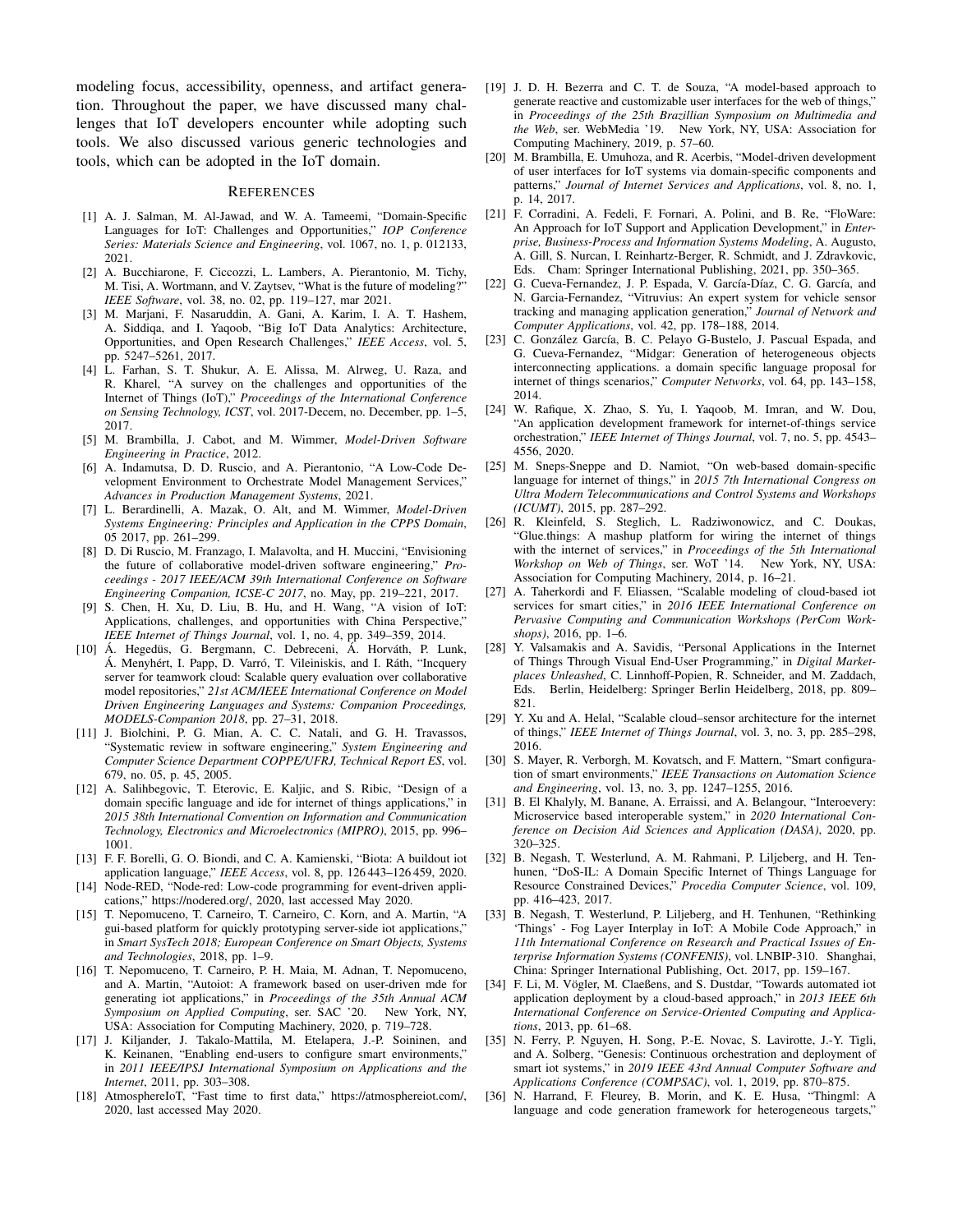modeling focus, accessibility, openness, and artifact generation. Throughout the paper, we have discussed many challenges that IoT developers encounter while adopting such tools. We also discussed various generic technologies and tools, which can be adopted in the IoT domain.

## References

[1] A. J. Salman, M. Al-Jawad, and W. A. Tameemi, "Domain-Specific Languages for IoT: Challenges and Opportunities," *IOP Conference Series: Materials Science and Engineering*, vol. 1067, no. 1, p. 012133, 2021.

[2] A. Bucchiarone, F. Ciccozzi, L. Lambers, A. Pierantonio, M. Tichy, M. Tisi, A. Wortmann, and V. Zaytsev, "What is the future of modeling?" *IEEE Software*, vol. 38, no. 02, pp. 119–127, mar 2021.

[3] M. Marjani, F. Nasaruddin, A. Gani, A. Karim, I. A. T. Hashem, A. Siddiqa, and I. Yaqoob, "Big IoT Data Analytics: Architecture, Opportunities, and Open Research Challenges," *IEEE Access*, vol. 5, pp. 5247–5261, 2017.

[4] L. Farhan, S. T. Shukur, A. E. Alissa, M. Alrweg, U. Raza, and R. Kharel, "A survey on the challenges and opportunities of the Internet of Things (IoT)," *Proceedings of the International Conference on Sensing Technology, ICST*, vol. 2017-Decem, no. December, pp. 1–5, 2017.

[5] M. Brambilla, J. Cabot, and M. Wimmer, *Model-Driven Software Engineering in Practice*, 2012.

[6] A. Indamutsa, D. D. Ruscio, and A. Pierantonio, "A Low-Code Development Environment to Orchestrate Model Management Services," *Advances in Production Management Systems*, 2021.

[7] L. Berardinelli, A. Mazak, O. Alt, and M. Wimmer, *Model-Driven Systems Engineering: Principles and Application in the CPPS Domain*, 05 2017, pp. 261–299.

[8] D. Di Ruscio, M. Franzago, I. Malavolta, and H. Muccini, "Envisioning the future of collaborative model-driven software engineering," *Proceedings - 2017 IEEE/ACM 39th International Conference on Software Engineering Companion, ICSE-C 2017*, no. May, pp. 219–221, 2017.

[9] S. Chen, H. Xu, D. Liu, B. Hu, and H. Wang, "A vision of IoT: Applications, challenges, and opportunities with China Perspective," *IEEE Internet of Things Journal*, vol. 1, no. 4, pp. 349–359, 2014.

[10] Á. Hegedüs, G. Bergmann, C. Debreceni, Á. Horváth, P. Lunk, Á. Menyhért, I. Papp, D. Varró, T. Vileiniskis, and I. Ráth, "Incquery server for teamwork cloud: Scalable query evaluation over collaborative model repositories," *21st ACM/IEEE International Conference on Model Driven Engineering Languages and Systems: Companion Proceedings, MODELS-Companion 2018*, pp. 27–31, 2018.

[11] J. Biolchini, P. G. Mian, A. C. C. Natali, and G. H. Travassos, "Systematic review in software engineering," *System Engineering and Computer Science Department COPPE/UFRJ, Technical Report ES*, vol. 679, no. 05, p. 45, 2005.

[12] A. Salihbegovic, T. Eterovic, E. Kaljic, and S. Ribic, "Design of a domain specific language and ide for internet of things applications," in *2015 38th International Convention on Information and Communication Technology, Electronics and Microelectronics (MIPRO)*, 2015, pp. 996–1001.

[13] F. F. Borelli, G. O. Biondi, and C. A. Kamienski, "Biota: A buildout iot application language," *IEEE Access*, vol. 8, pp. 126 443–126 459, 2020.

[14] Node-RED, "Node-red: Low-code programming for event-driven applications," https://nodered.org/, 2020, last accessed May 2020.

[15] T. Nepomuceno, T. Carneiro, T. Carneiro, C. Korn, and A. Martin, "A gui-based platform for quickly prototyping server-side iot applications," in *Smart SysTech 2018; European Conference on Smart Objects, Systems and Technologies*, 2018, pp. 1–9.

[16] T. Nepomuceno, T. Carneiro, P. H. Maia, M. Adnan, T. Nepomuceno, and A. Martin, "Autoiot: A framework based on user-driven mde for generating iot applications," in *Proceedings of the 35th Annual ACM Symposium on Applied Computing*, ser. SAC '20. New York, NY, USA: Association for Computing Machinery, 2020, p. 719–728.

[17] J. Kiljander, J. Takalo-Mattila, M. Etelapera, J.-P. Soininen, and K. Keinanen, "Enabling end-users to configure smart environments," in *2011 IEEE/IPSJ International Symposium on Applications and the Internet*, 2011, pp. 303–308.

[18] AtmosphereIoT, "Fast time to first data," https://atmosphereiot.com/, 2020, last accessed May 2020.

[19] J. D. H. Bezerra and C. T. de Souza, "A model-based approach to generate reactive and customizable user interfaces for the web of things," in *Proceedings of the 25th Brazillian Symposium on Multimedia and the Web*, ser. WebMedia '19. New York, NY, USA: Association for Computing Machinery, 2019, p. 57–60.

[20] M. Brambilla, E. Umuhoza, and R. Acerbis, "Model-driven development of user interfaces for IoT systems via domain-specific components and patterns," *Journal of Internet Services and Applications*, vol. 8, no. 1, p. 14, 2017.

[21] F. Corradini, A. Fedeli, F. Fornari, A. Polini, and B. Re, "FloWare: An Approach for IoT Support and Application Development," in *Enterprise, Business-Process and Information Systems Modeling*, A. Augusto, A. Gill, S. Nurcan, I. Reinhartz-Berger, R. Schmidt, and J. Zdravkovic, Eds. Cham: Springer International Publishing, 2021, pp. 350–365.

[22] G. Cueva-Fernandez, J. P. Espada, V. García-Díaz, C. G. García, and N. Garcia-Fernandez, "Vitruvius: An expert system for vehicle sensor tracking and managing application generation," *Journal of Network and Computer Applications*, vol. 42, pp. 178–188, 2014.

[23] C. González García, B. C. Pelayo G-Bustelo, J. Pascual Espada, and G. Cueva-Fernandez, "Midgar: Generation of heterogeneous objects interconnecting applications. a domain specific language proposal for internet of things scenarios," *Computer Networks*, vol. 64, pp. 143–158, 2014.

[24] W. Rafique, X. Zhao, S. Yu, I. Yaqoob, M. Imran, and W. Dou, "An application development framework for internet-of-things service orchestration," *IEEE Internet of Things Journal*, vol. 7, no. 5, pp. 4543–4556, 2020.

[25] M. Sneps-Sneppe and D. Namiot, "On web-based domain-specific language for internet of things," in *2015 7th International Congress on Ultra Modern Telecommunications and Control Systems and Workshops (ICUMT)*, 2015, pp. 287–292.

[26] R. Kleinfeld, S. Steglich, L. Radziwonowicz, and C. Doukas, "Glue.things: A mashup platform for wiring the internet of things with the internet of services," in *Proceedings of the 5th International Workshop on Web of Things*, ser. WoT '14. New York, NY, USA: Association for Computing Machinery, 2014, p. 16–21.

[27] A. Taherkordi and F. Eliassen, "Scalable modeling of cloud-based iot services for smart cities," in *2016 IEEE International Conference on Pervasive Computing and Communication Workshops (PerCom Workshops)*, 2016, pp. 1–6.

[28] Y. Valsamakis and A. Savidis, "Personal Applications in the Internet of Things Through Visual End-User Programming," in *Digital Marketplaces Unleashed*, C. Linnhoff-Popien, R. Schneider, and M. Zaddach, Eds. Berlin, Heidelberg: Springer Berlin Heidelberg, 2018, pp. 809–821.

[29] Y. Xu and A. Helal, "Scalable cloud–sensor architecture for the internet of things," *IEEE Internet of Things Journal*, vol. 3, no. 3, pp. 285–298, 2016.

[30] S. Mayer, R. Verborgh, M. Kovatsch, and F. Mattern, "Smart configuration of smart environments," *IEEE Transactions on Automation Science and Engineering*, vol. 13, no. 3, pp. 1247–1255, 2016.

[31] B. El Khalyly, M. Banane, A. Erraissi, and A. Belangour, "Interoevery: Microservice based interoperable system," in *2020 International Conference on Decision Aid Sciences and Application (DASA)*, 2020, pp. 320–325.

[32] B. Negash, T. Westerlund, A. M. Rahmani, P. Liljeberg, and H. Tenhunen, "DoS-IL: A Domain Specific Internet of Things Language for Resource Constrained Devices," *Procedia Computer Science*, vol. 109, pp. 416–423, 2017.

[33] B. Negash, T. Westerlund, P. Liljeberg, and H. Tenhunen, "Rethinking 'Things' - Fog Layer Interplay in IoT: A Mobile Code Approach," in *11th International Conference on Research and Practical Issues of Enterprise Information Systems (CONFENIS)*, vol. LNBIP-310. Shanghai, China: Springer International Publishing, Oct. 2017, pp. 159–167.

[34] F. Li, M. Vögler, M. Claeßens, and S. Dustdar, "Towards automated iot application deployment by a cloud-based approach," in *2013 IEEE 6th International Conference on Service-Oriented Computing and Applications*, 2013, pp. 61–68.

[35] N. Ferry, P. Nguyen, H. Song, P.-E. Novac, S. Lavirotte, J.-Y. Tigli, and A. Solberg, "Genesis: Continuous orchestration and deployment of smart iot systems," in *2019 IEEE 43rd Annual Computer Software and Applications Conference (COMPSAC)*, vol. 1, 2019, pp. 870–875.

[36] N. Harrand, F. Fleurey, B. Morin, and K. E. Husa, "Thingml: A language and code generation framework for heterogeneous targets,"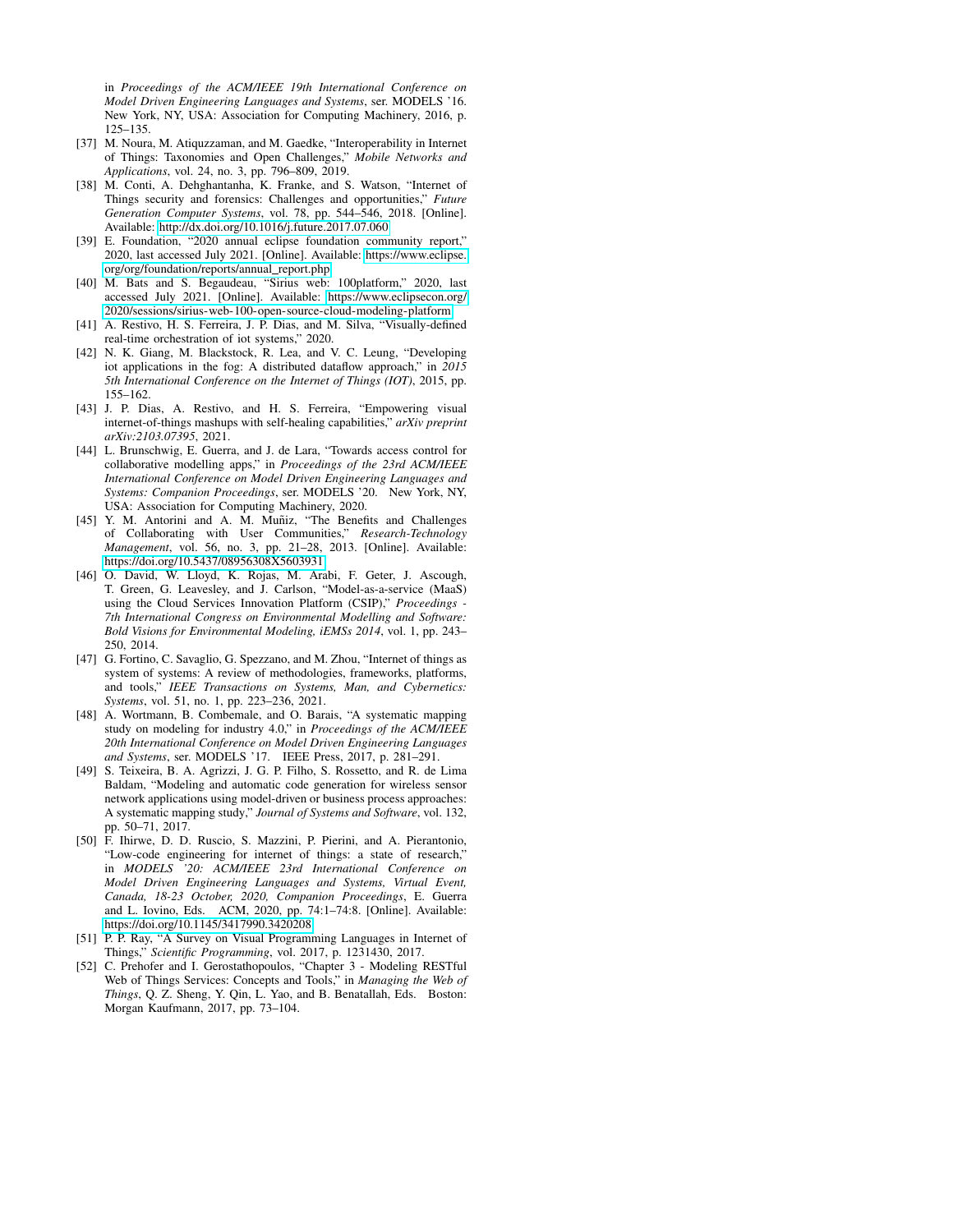in *Proceedings of the ACM/IEEE 19th International Conference on Model Driven Engineering Languages and Systems*, ser. MODELS '16. New York, NY, USA: Association for Computing Machinery, 2016, p. 125–135.

[37] M. Noura, M. Atiquzzaman, and M. Gaedke, "Interoperability in Internet of Things: Taxonomies and Open Challenges," *Mobile Networks and Applications*, vol. 24, no. 3, pp. 796–809, 2019.

[38] M. Conti, A. Dehghantanha, K. Franke, and S. Watson, "Internet of Things security and forensics: Challenges and opportunities," *Future Generation Computer Systems*, vol. 78, pp. 544–546, 2018. [Online]. Available: http://dx.doi.org/10.1016/j.future.2017.07.060

[39] E. Foundation, "2020 annual eclipse foundation community report," 2020, last accessed July 2021. [Online]. Available: https://www.eclipse.org/org/foundation/reports/annual_report.php

[40] M. Bats and S. Begaudeau, "Sirius web: 100platform," 2020, last accessed July 2021. [Online]. Available: https://www.eclipsecon.org/2020/sessions/sirius-web-100-open-source-cloud-modeling-platform

[41] A. Restivo, H. S. Ferreira, J. P. Dias, and M. Silva, "Visually-defined real-time orchestration of iot systems," 2020.

[42] N. K. Giang, M. Blackstock, R. Lea, and V. C. Leung, "Developing iot applications in the fog: A distributed dataflow approach," in *2015 5th International Conference on the Internet of Things (IOT)*, 2015, pp. 155–162.

[43] J. P. Dias, A. Restivo, and H. S. Ferreira, "Empowering visual internet-of-things mashups with self-healing capabilities," *arXiv preprint arXiv:2103.07395*, 2021.

[44] L. Brunschwig, E. Guerra, and J. de Lara, "Towards access control for collaborative modelling apps," in *Proceedings of the 23rd ACM/IEEE International Conference on Model Driven Engineering Languages and Systems: Companion Proceedings*, ser. MODELS '20. New York, NY, USA: Association for Computing Machinery, 2020.

[45] Y. M. Antorini and A. M. Muñiz, "The Benefits and Challenges of Collaborating with User Communities," *Research-Technology Management*, vol. 56, no. 3, pp. 21–28, 2013. [Online]. Available: https://doi.org/10.5437/08956308X5603931

[46] O. David, W. Lloyd, K. Rojas, M. Arabi, F. Geter, J. Ascough, T. Green, G. Leavesley, and J. Carlson, "Model-as-a-service (MaaS) using the Cloud Services Innovation Platform (CSIP)," *Proceedings - 7th International Congress on Environmental Modelling and Software: Bold Visions for Environmental Modeling, iEMSs 2014*, vol. 1, pp. 243–250, 2014.

[47] G. Fortino, C. Savaglio, G. Spezzano, and M. Zhou, "Internet of things as system of systems: A review of methodologies, frameworks, platforms, and tools," *IEEE Transactions on Systems, Man, and Cybernetics: Systems*, vol. 51, no. 1, pp. 223–236, 2021.

[48] A. Wortmann, B. Combemale, and O. Barais, "A systematic mapping study on modeling for industry 4.0," in *Proceedings of the ACM/IEEE 20th International Conference on Model Driven Engineering Languages and Systems*, ser. MODELS '17. IEEE Press, 2017, p. 281–291.

[49] S. Teixeira, B. A. Agrizzi, J. G. P. Filho, S. Rossetto, and R. de Lima Baldam, "Modeling and automatic code generation for wireless sensor network applications using model-driven or business process approaches: A systematic mapping study," *Journal of Systems and Software*, vol. 132, pp. 50–71, 2017.

[50] F. Ihirwe, D. D. Ruscio, S. Mazzini, P. Pierini, and A. Pierantonio, "Low-code engineering for internet of things: a state of research," in *MODELS '20: ACM/IEEE 23rd International Conference on Model Driven Engineering Languages and Systems, Virtual Event, Canada, 18-23 October, 2020, Companion Proceedings*, E. Guerra and L. Iovino, Eds. ACM, 2020, pp. 74:1–74:8. [Online]. Available: https://doi.org/10.1145/3417990.3420208

[51] P. P. Ray, "A Survey on Visual Programming Languages in Internet of Things," *Scientific Programming*, vol. 2017, p. 1231430, 2017.

[52] C. Prehofer and I. Gerostathopoulos, "Chapter 3 - Modeling RESTful Web of Things Services: Concepts and Tools," in *Managing the Web of Things*, Q. Z. Sheng, Y. Qin, L. Yao, and B. Benatallah, Eds. Boston: Morgan Kaufmann, 2017, pp. 73–104.